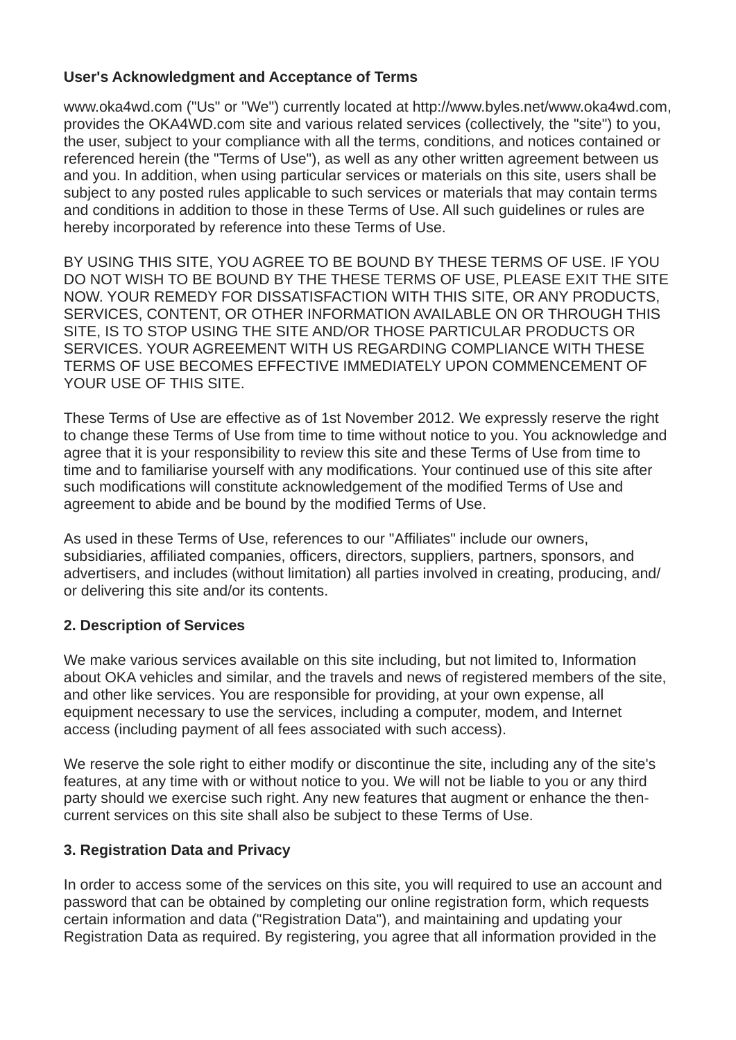**User's Acknowledgment and Acceptance of Terms**

www.oka4wd.com ("Us" or "We") currently located at http://www.byles.net/www.oka4wd.com, provides the OKA4WD.com site and various related services (collectively, the "site") to you, the user, subject to your compliance with all the terms, conditions, and notices contained or referenced herein (the "Terms of Use"), as well as any other written agreement between us and you. In addition, when using particular services or materials on this site, users shall be subject to any posted rules applicable to such services or materials that may contain terms and conditions in addition to those in these Terms of Use. All such guidelines or rules are hereby incorporated by reference into these Terms of Use.

BY USING THIS SITE, YOU AGREE TO BE BOUND BY THESE TERMS OF USE. IF YOU DO NOT WISH TO BE BOUND BY THE THESE TERMS OF USE, PLEASE EXIT THE SITE NOW. YOUR REMEDY FOR DISSATISFACTION WITH THIS SITE, OR ANY PRODUCTS, SERVICES, CONTENT, OR OTHER INFORMATION AVAILABLE ON OR THROUGH THIS SITE, IS TO STOP USING THE SITE AND/OR THOSE PARTICULAR PRODUCTS OR SERVICES. YOUR AGREEMENT WITH US REGARDING COMPLIANCE WITH THESE TERMS OF USE BECOMES EFFECTIVE IMMEDIATELY UPON COMMENCEMENT OF YOUR USE OF THIS SITE.

These Terms of Use are effective as of 1st November 2012. We expressly reserve the right to change these Terms of Use from time to time without notice to you. You acknowledge and agree that it is your responsibility to review this site and these Terms of Use from time to time and to familiarise yourself with any modifications. Your continued use of this site after such modifications will constitute acknowledgement of the modified Terms of Use and agreement to abide and be bound by the modified Terms of Use.

As used in these Terms of Use, references to our "Affiliates" include our owners, subsidiaries, affiliated companies, officers, directors, suppliers, partners, sponsors, and advertisers, and includes (without limitation) all parties involved in creating, producing, and/or delivering this site and/or its contents.

**2. Description of Services**

We make various services available on this site including, but not limited to, Information about OKA vehicles and similar, and the travels and news of registered members of the site, and other like services. You are responsible for providing, at your own expense, all equipment necessary to use the services, including a computer, modem, and Internet access (including payment of all fees associated with such access).

We reserve the sole right to either modify or discontinue the site, including any of the site's features, at any time with or without notice to you. We will not be liable to you or any third party should we exercise such right. Any new features that augment or enhance the then-current services on this site shall also be subject to these Terms of Use.

**3. Registration Data and Privacy**

In order to access some of the services on this site, you will required to use an account and password that can be obtained by completing our online registration form, which requests certain information and data ("Registration Data"), and maintaining and updating your Registration Data as required. By registering, you agree that all information provided in the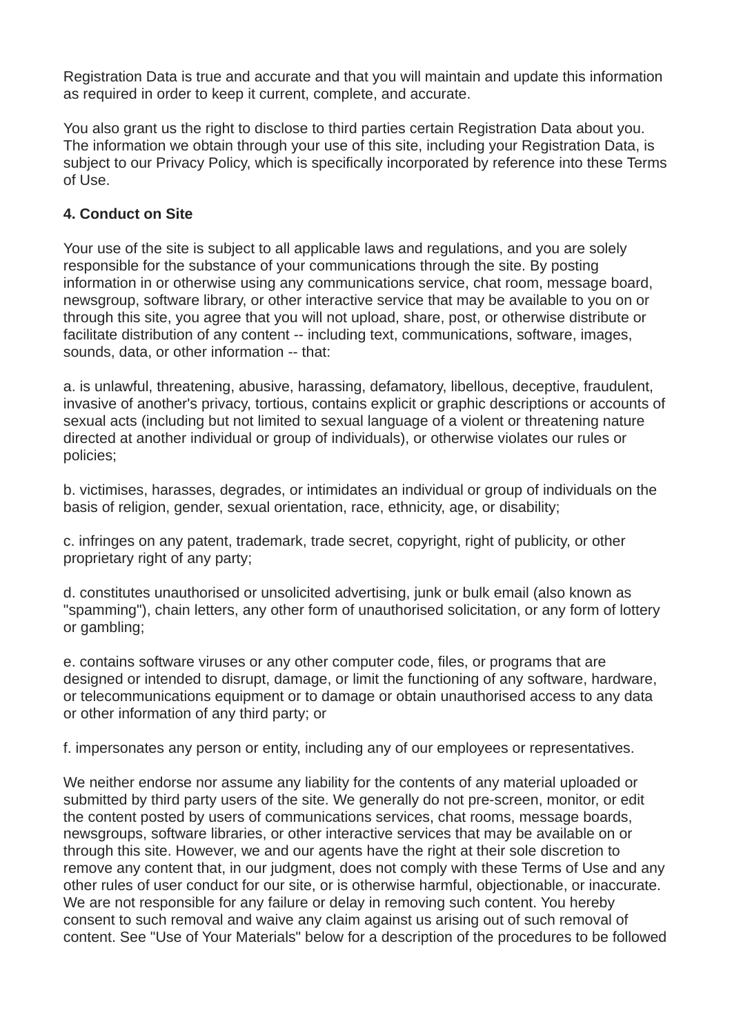Registration Data is true and accurate and that you will maintain and update this information as required in order to keep it current, complete, and accurate.

You also grant us the right to disclose to third parties certain Registration Data about you. The information we obtain through your use of this site, including your Registration Data, is subject to our Privacy Policy, which is specifically incorporated by reference into these Terms of Use.

**4. Conduct on Site**

Your use of the site is subject to all applicable laws and regulations, and you are solely responsible for the substance of your communications through the site. By posting information in or otherwise using any communications service, chat room, message board, newsgroup, software library, or other interactive service that may be available to you on or through this site, you agree that you will not upload, share, post, or otherwise distribute or facilitate distribution of any content -- including text, communications, software, images, sounds, data, or other information -- that:

a. is unlawful, threatening, abusive, harassing, defamatory, libellous, deceptive, fraudulent, invasive of another's privacy, tortious, contains explicit or graphic descriptions or accounts of sexual acts (including but not limited to sexual language of a violent or threatening nature directed at another individual or group of individuals), or otherwise violates our rules or policies;

b. victimises, harasses, degrades, or intimidates an individual or group of individuals on the basis of religion, gender, sexual orientation, race, ethnicity, age, or disability;

c. infringes on any patent, trademark, trade secret, copyright, right of publicity, or other proprietary right of any party;

d. constitutes unauthorised or unsolicited advertising, junk or bulk email (also known as "spamming"), chain letters, any other form of unauthorised solicitation, or any form of lottery or gambling;

e. contains software viruses or any other computer code, files, or programs that are designed or intended to disrupt, damage, or limit the functioning of any software, hardware, or telecommunications equipment or to damage or obtain unauthorised access to any data or other information of any third party; or

f. impersonates any person or entity, including any of our employees or representatives.

We neither endorse nor assume any liability for the contents of any material uploaded or submitted by third party users of the site. We generally do not pre-screen, monitor, or edit the content posted by users of communications services, chat rooms, message boards, newsgroups, software libraries, or other interactive services that may be available on or through this site. However, we and our agents have the right at their sole discretion to remove any content that, in our judgment, does not comply with these Terms of Use and any other rules of user conduct for our site, or is otherwise harmful, objectionable, or inaccurate. We are not responsible for any failure or delay in removing such content. You hereby consent to such removal and waive any claim against us arising out of such removal of content. See "Use of Your Materials" below for a description of the procedures to be followed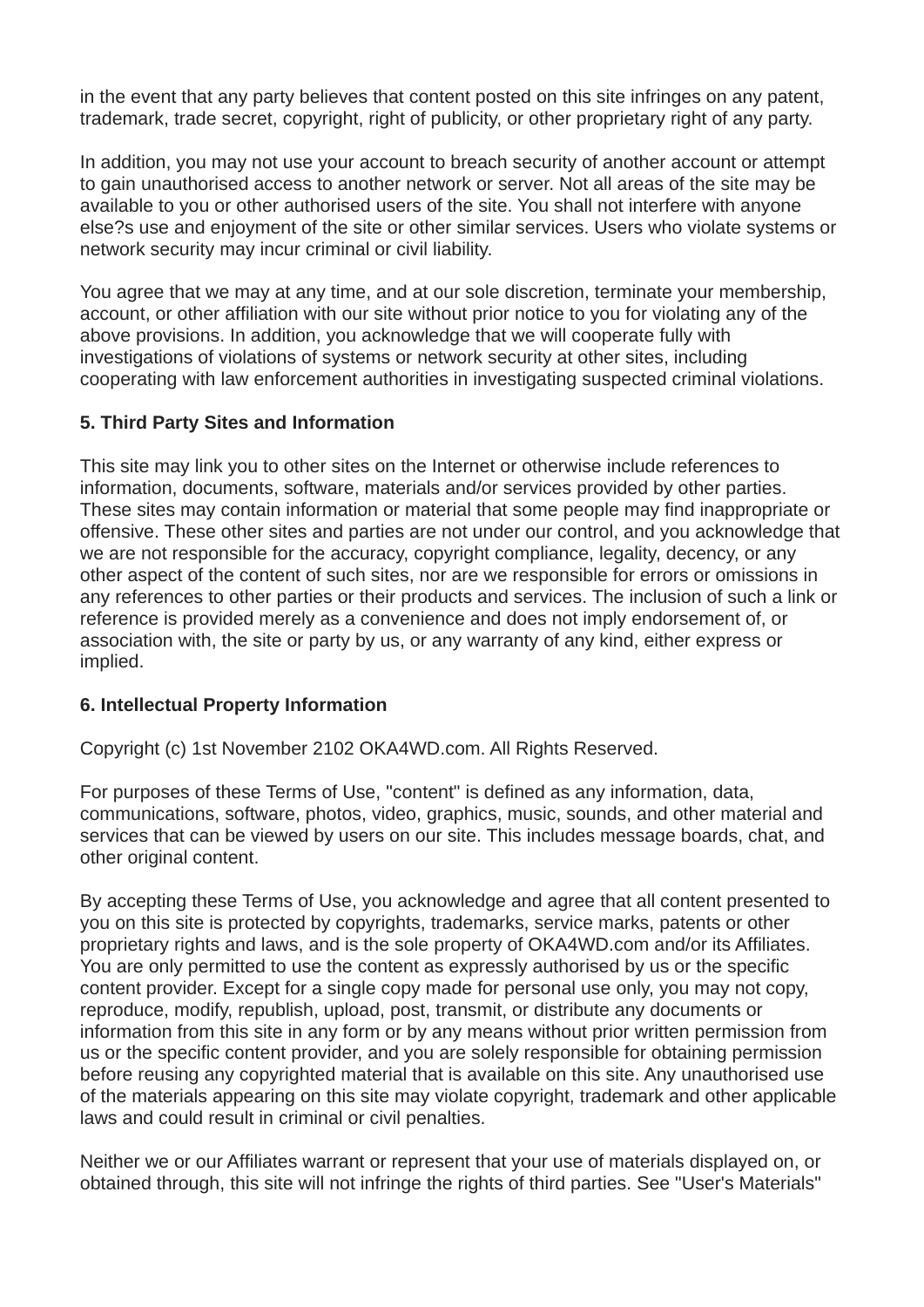in the event that any party believes that content posted on this site infringes on any patent, trademark, trade secret, copyright, right of publicity, or other proprietary right of any party.

In addition, you may not use your account to breach security of another account or attempt to gain unauthorised access to another network or server. Not all areas of the site may be available to you or other authorised users of the site. You shall not interfere with anyone else?s use and enjoyment of the site or other similar services. Users who violate systems or network security may incur criminal or civil liability.

You agree that we may at any time, and at our sole discretion, terminate your membership, account, or other affiliation with our site without prior notice to you for violating any of the above provisions. In addition, you acknowledge that we will cooperate fully with investigations of violations of systems or network security at other sites, including cooperating with law enforcement authorities in investigating suspected criminal violations.

**5. Third Party Sites and Information**

This site may link you to other sites on the Internet or otherwise include references to information, documents, software, materials and/or services provided by other parties. These sites may contain information or material that some people may find inappropriate or offensive. These other sites and parties are not under our control, and you acknowledge that we are not responsible for the accuracy, copyright compliance, legality, decency, or any other aspect of the content of such sites, nor are we responsible for errors or omissions in any references to other parties or their products and services. The inclusion of such a link or reference is provided merely as a convenience and does not imply endorsement of, or association with, the site or party by us, or any warranty of any kind, either express or implied.

**6. Intellectual Property Information**

Copyright (c) 1st November 2102 OKA4WD.com. All Rights Reserved.

For purposes of these Terms of Use, "content" is defined as any information, data, communications, software, photos, video, graphics, music, sounds, and other material and services that can be viewed by users on our site. This includes message boards, chat, and other original content.

By accepting these Terms of Use, you acknowledge and agree that all content presented to you on this site is protected by copyrights, trademarks, service marks, patents or other proprietary rights and laws, and is the sole property of OKA4WD.com and/or its Affiliates. You are only permitted to use the content as expressly authorised by us or the specific content provider. Except for a single copy made for personal use only, you may not copy, reproduce, modify, republish, upload, post, transmit, or distribute any documents or information from this site in any form or by any means without prior written permission from us or the specific content provider, and you are solely responsible for obtaining permission before reusing any copyrighted material that is available on this site. Any unauthorised use of the materials appearing on this site may violate copyright, trademark and other applicable laws and could result in criminal or civil penalties.

Neither we or our Affiliates warrant or represent that your use of materials displayed on, or obtained through, this site will not infringe the rights of third parties. See "User's Materials"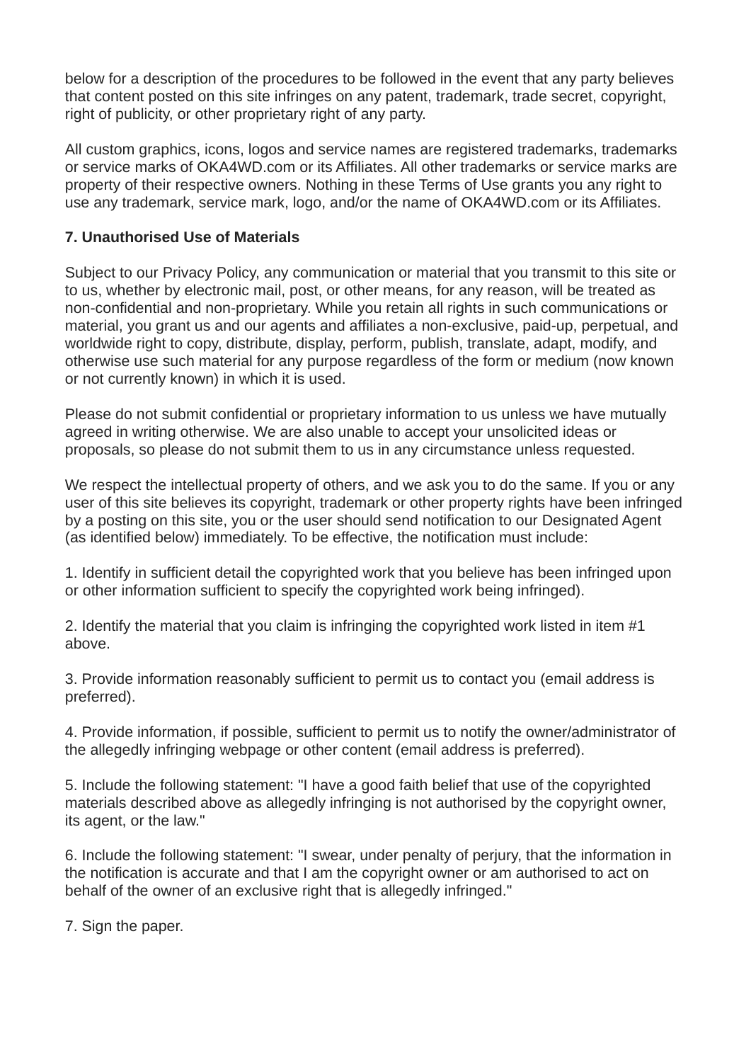below for a description of the procedures to be followed in the event that any party believes that content posted on this site infringes on any patent, trademark, trade secret, copyright, right of publicity, or other proprietary right of any party.

All custom graphics, icons, logos and service names are registered trademarks, trademarks or service marks of OKA4WD.com or its Affiliates. All other trademarks or service marks are property of their respective owners. Nothing in these Terms of Use grants you any right to use any trademark, service mark, logo, and/or the name of OKA4WD.com or its Affiliates.

**7. Unauthorised Use of Materials**

Subject to our Privacy Policy, any communication or material that you transmit to this site or to us, whether by electronic mail, post, or other means, for any reason, will be treated as non-confidential and non-proprietary. While you retain all rights in such communications or material, you grant us and our agents and affiliates a non-exclusive, paid-up, perpetual, and worldwide right to copy, distribute, display, perform, publish, translate, adapt, modify, and otherwise use such material for any purpose regardless of the form or medium (now known or not currently known) in which it is used.

Please do not submit confidential or proprietary information to us unless we have mutually agreed in writing otherwise. We are also unable to accept your unsolicited ideas or proposals, so please do not submit them to us in any circumstance unless requested.

We respect the intellectual property of others, and we ask you to do the same. If you or any user of this site believes its copyright, trademark or other property rights have been infringed by a posting on this site, you or the user should send notification to our Designated Agent (as identified below) immediately. To be effective, the notification must include:

1. Identify in sufficient detail the copyrighted work that you believe has been infringed upon or other information sufficient to specify the copyrighted work being infringed).

2. Identify the material that you claim is infringing the copyrighted work listed in item #1 above.

3. Provide information reasonably sufficient to permit us to contact you (email address is preferred).

4. Provide information, if possible, sufficient to permit us to notify the owner/administrator of the allegedly infringing webpage or other content (email address is preferred).

5. Include the following statement: "I have a good faith belief that use of the copyrighted materials described above as allegedly infringing is not authorised by the copyright owner, its agent, or the law."

6. Include the following statement: "I swear, under penalty of perjury, that the information in the notification is accurate and that I am the copyright owner or am authorised to act on behalf of the owner of an exclusive right that is allegedly infringed."

7. Sign the paper.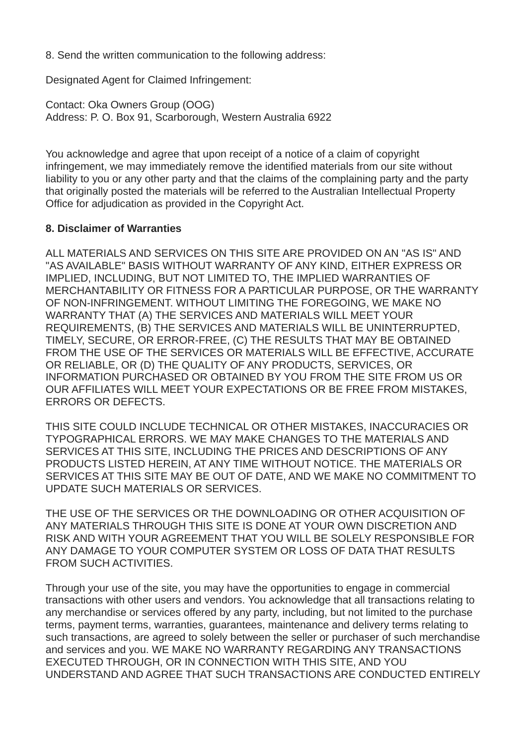8. Send the written communication to the following address:

Designated Agent for Claimed Infringement:

Contact: Oka Owners Group (OOG)
Address: P. O. Box 91, Scarborough, Western Australia 6922

You acknowledge and agree that upon receipt of a notice of a claim of copyright infringement, we may immediately remove the identified materials from our site without liability to you or any other party and that the claims of the complaining party and the party that originally posted the materials will be referred to the Australian Intellectual Property Office for adjudication as provided in the Copyright Act.

**8. Disclaimer of Warranties**

ALL MATERIALS AND SERVICES ON THIS SITE ARE PROVIDED ON AN "AS IS" AND "AS AVAILABLE" BASIS WITHOUT WARRANTY OF ANY KIND, EITHER EXPRESS OR IMPLIED, INCLUDING, BUT NOT LIMITED TO, THE IMPLIED WARRANTIES OF MERCHANTABILITY OR FITNESS FOR A PARTICULAR PURPOSE, OR THE WARRANTY OF NON-INFRINGEMENT. WITHOUT LIMITING THE FOREGOING, WE MAKE NO WARRANTY THAT (A) THE SERVICES AND MATERIALS WILL MEET YOUR REQUIREMENTS, (B) THE SERVICES AND MATERIALS WILL BE UNINTERRUPTED, TIMELY, SECURE, OR ERROR-FREE, (C) THE RESULTS THAT MAY BE OBTAINED FROM THE USE OF THE SERVICES OR MATERIALS WILL BE EFFECTIVE, ACCURATE OR RELIABLE, OR (D) THE QUALITY OF ANY PRODUCTS, SERVICES, OR INFORMATION PURCHASED OR OBTAINED BY YOU FROM THE SITE FROM US OR OUR AFFILIATES WILL MEET YOUR EXPECTATIONS OR BE FREE FROM MISTAKES, ERRORS OR DEFECTS.

THIS SITE COULD INCLUDE TECHNICAL OR OTHER MISTAKES, INACCURACIES OR TYPOGRAPHICAL ERRORS. WE MAY MAKE CHANGES TO THE MATERIALS AND SERVICES AT THIS SITE, INCLUDING THE PRICES AND DESCRIPTIONS OF ANY PRODUCTS LISTED HEREIN, AT ANY TIME WITHOUT NOTICE. THE MATERIALS OR SERVICES AT THIS SITE MAY BE OUT OF DATE, AND WE MAKE NO COMMITMENT TO UPDATE SUCH MATERIALS OR SERVICES.

THE USE OF THE SERVICES OR THE DOWNLOADING OR OTHER ACQUISITION OF ANY MATERIALS THROUGH THIS SITE IS DONE AT YOUR OWN DISCRETION AND RISK AND WITH YOUR AGREEMENT THAT YOU WILL BE SOLELY RESPONSIBLE FOR ANY DAMAGE TO YOUR COMPUTER SYSTEM OR LOSS OF DATA THAT RESULTS FROM SUCH ACTIVITIES.

Through your use of the site, you may have the opportunities to engage in commercial transactions with other users and vendors. You acknowledge that all transactions relating to any merchandise or services offered by any party, including, but not limited to the purchase terms, payment terms, warranties, guarantees, maintenance and delivery terms relating to such transactions, are agreed to solely between the seller or purchaser of such merchandise and services and you. WE MAKE NO WARRANTY REGARDING ANY TRANSACTIONS EXECUTED THROUGH, OR IN CONNECTION WITH THIS SITE, AND YOU UNDERSTAND AND AGREE THAT SUCH TRANSACTIONS ARE CONDUCTED ENTIRELY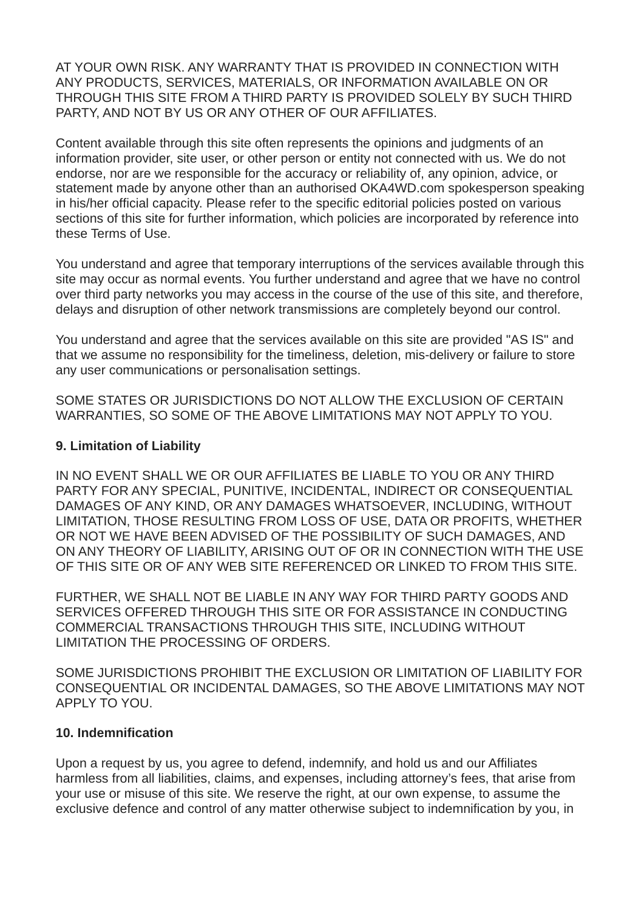AT YOUR OWN RISK. ANY WARRANTY THAT IS PROVIDED IN CONNECTION WITH ANY PRODUCTS, SERVICES, MATERIALS, OR INFORMATION AVAILABLE ON OR THROUGH THIS SITE FROM A THIRD PARTY IS PROVIDED SOLELY BY SUCH THIRD PARTY, AND NOT BY US OR ANY OTHER OF OUR AFFILIATES.

Content available through this site often represents the opinions and judgments of an information provider, site user, or other person or entity not connected with us. We do not endorse, nor are we responsible for the accuracy or reliability of, any opinion, advice, or statement made by anyone other than an authorised OKA4WD.com spokesperson speaking in his/her official capacity. Please refer to the specific editorial policies posted on various sections of this site for further information, which policies are incorporated by reference into these Terms of Use.

You understand and agree that temporary interruptions of the services available through this site may occur as normal events. You further understand and agree that we have no control over third party networks you may access in the course of the use of this site, and therefore, delays and disruption of other network transmissions are completely beyond our control.

You understand and agree that the services available on this site are provided "AS IS" and that we assume no responsibility for the timeliness, deletion, mis-delivery or failure to store any user communications or personalisation settings.

SOME STATES OR JURISDICTIONS DO NOT ALLOW THE EXCLUSION OF CERTAIN WARRANTIES, SO SOME OF THE ABOVE LIMITATIONS MAY NOT APPLY TO YOU.

**9. Limitation of Liability**

IN NO EVENT SHALL WE OR OUR AFFILIATES BE LIABLE TO YOU OR ANY THIRD PARTY FOR ANY SPECIAL, PUNITIVE, INCIDENTAL, INDIRECT OR CONSEQUENTIAL DAMAGES OF ANY KIND, OR ANY DAMAGES WHATSOEVER, INCLUDING, WITHOUT LIMITATION, THOSE RESULTING FROM LOSS OF USE, DATA OR PROFITS, WHETHER OR NOT WE HAVE BEEN ADVISED OF THE POSSIBILITY OF SUCH DAMAGES, AND ON ANY THEORY OF LIABILITY, ARISING OUT OF OR IN CONNECTION WITH THE USE OF THIS SITE OR OF ANY WEB SITE REFERENCED OR LINKED TO FROM THIS SITE.

FURTHER, WE SHALL NOT BE LIABLE IN ANY WAY FOR THIRD PARTY GOODS AND SERVICES OFFERED THROUGH THIS SITE OR FOR ASSISTANCE IN CONDUCTING COMMERCIAL TRANSACTIONS THROUGH THIS SITE, INCLUDING WITHOUT LIMITATION THE PROCESSING OF ORDERS.

SOME JURISDICTIONS PROHIBIT THE EXCLUSION OR LIMITATION OF LIABILITY FOR CONSEQUENTIAL OR INCIDENTAL DAMAGES, SO THE ABOVE LIMITATIONS MAY NOT APPLY TO YOU.

**10. Indemnification**

Upon a request by us, you agree to defend, indemnify, and hold us and our Affiliates harmless from all liabilities, claims, and expenses, including attorney's fees, that arise from your use or misuse of this site. We reserve the right, at our own expense, to assume the exclusive defence and control of any matter otherwise subject to indemnification by you, in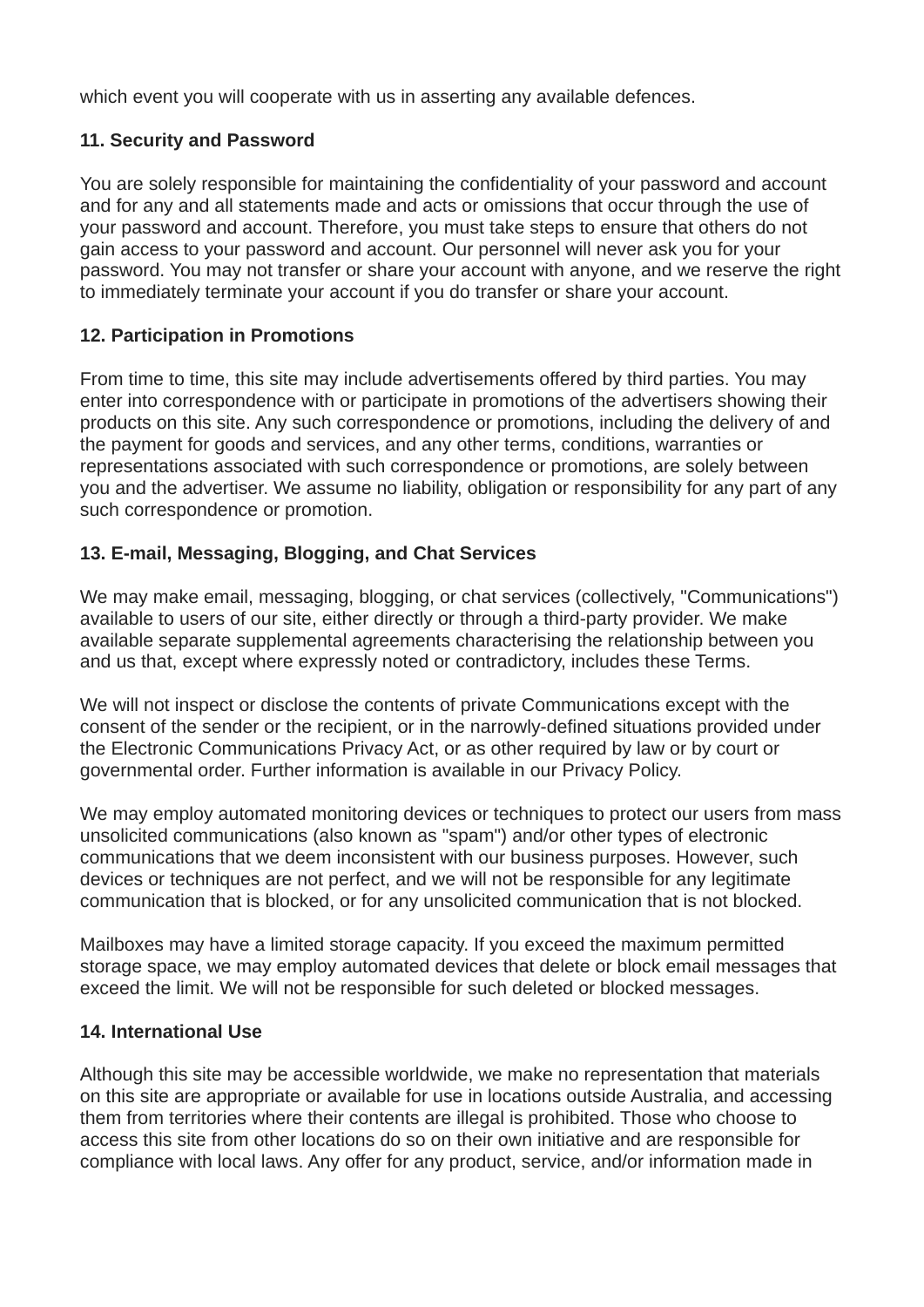which event you will cooperate with us in asserting any available defences.

**11. Security and Password**

You are solely responsible for maintaining the confidentiality of your password and account and for any and all statements made and acts or omissions that occur through the use of your password and account. Therefore, you must take steps to ensure that others do not gain access to your password and account. Our personnel will never ask you for your password. You may not transfer or share your account with anyone, and we reserve the right to immediately terminate your account if you do transfer or share your account.

**12. Participation in Promotions**

From time to time, this site may include advertisements offered by third parties. You may enter into correspondence with or participate in promotions of the advertisers showing their products on this site. Any such correspondence or promotions, including the delivery of and the payment for goods and services, and any other terms, conditions, warranties or representations associated with such correspondence or promotions, are solely between you and the advertiser. We assume no liability, obligation or responsibility for any part of any such correspondence or promotion.

**13. E-mail, Messaging, Blogging, and Chat Services**

We may make email, messaging, blogging, or chat services (collectively, "Communications") available to users of our site, either directly or through a third-party provider. We make available separate supplemental agreements characterising the relationship between you and us that, except where expressly noted or contradictory, includes these Terms.

We will not inspect or disclose the contents of private Communications except with the consent of the sender or the recipient, or in the narrowly-defined situations provided under the Electronic Communications Privacy Act, or as other required by law or by court or governmental order. Further information is available in our Privacy Policy.

We may employ automated monitoring devices or techniques to protect our users from mass unsolicited communications (also known as "spam") and/or other types of electronic communications that we deem inconsistent with our business purposes. However, such devices or techniques are not perfect, and we will not be responsible for any legitimate communication that is blocked, or for any unsolicited communication that is not blocked.

Mailboxes may have a limited storage capacity. If you exceed the maximum permitted storage space, we may employ automated devices that delete or block email messages that exceed the limit. We will not be responsible for such deleted or blocked messages.

**14. International Use**

Although this site may be accessible worldwide, we make no representation that materials on this site are appropriate or available for use in locations outside Australia, and accessing them from territories where their contents are illegal is prohibited. Those who choose to access this site from other locations do so on their own initiative and are responsible for compliance with local laws. Any offer for any product, service, and/or information made in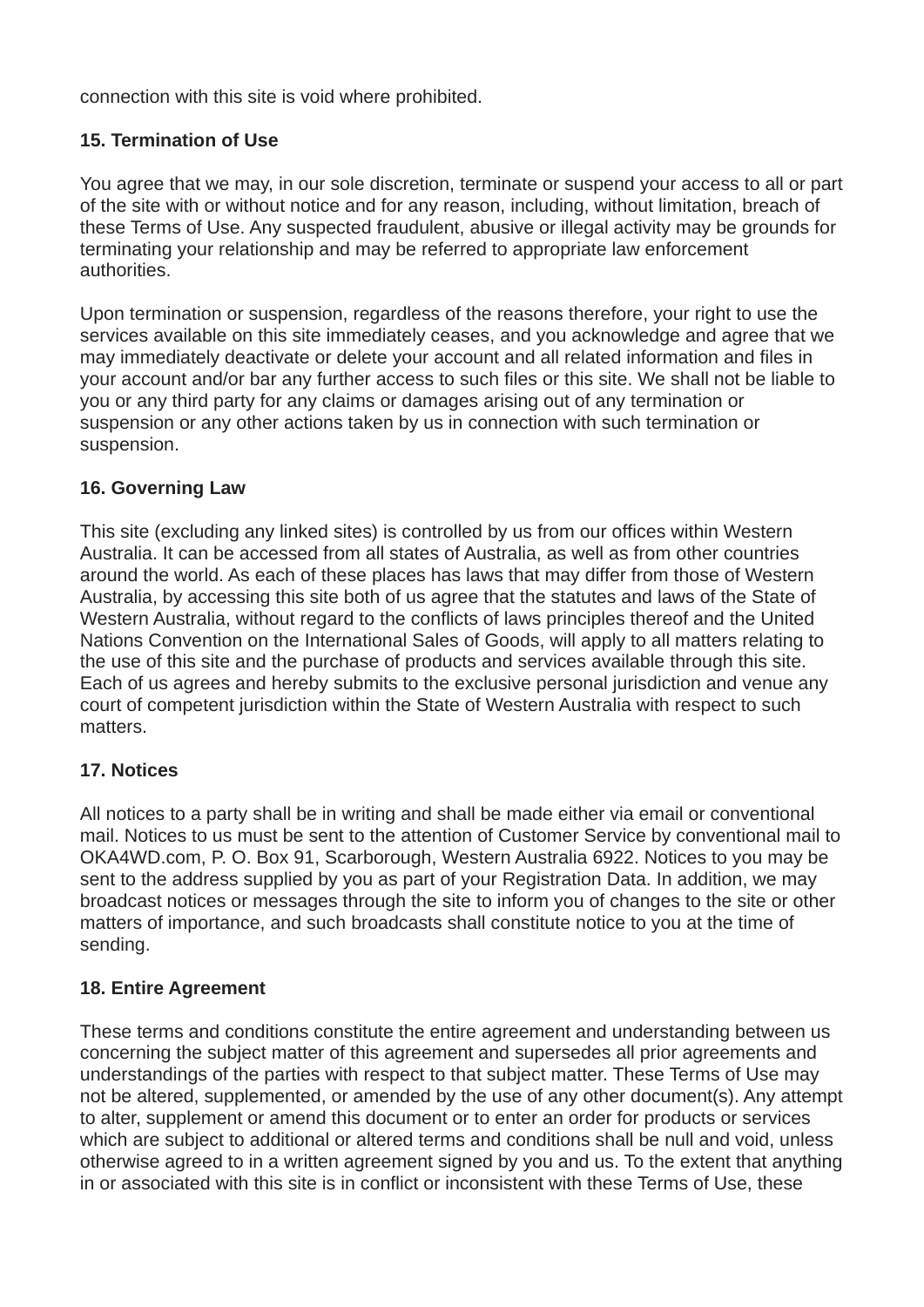connection with this site is void where prohibited.

**15. Termination of Use**

You agree that we may, in our sole discretion, terminate or suspend your access to all or part of the site with or without notice and for any reason, including, without limitation, breach of these Terms of Use. Any suspected fraudulent, abusive or illegal activity may be grounds for terminating your relationship and may be referred to appropriate law enforcement authorities.

Upon termination or suspension, regardless of the reasons therefore, your right to use the services available on this site immediately ceases, and you acknowledge and agree that we may immediately deactivate or delete your account and all related information and files in your account and/or bar any further access to such files or this site. We shall not be liable to you or any third party for any claims or damages arising out of any termination or suspension or any other actions taken by us in connection with such termination or suspension.

**16. Governing Law**

This site (excluding any linked sites) is controlled by us from our offices within Western Australia. It can be accessed from all states of Australia, as well as from other countries around the world. As each of these places has laws that may differ from those of Western Australia, by accessing this site both of us agree that the statutes and laws of the State of Western Australia, without regard to the conflicts of laws principles thereof and the United Nations Convention on the International Sales of Goods, will apply to all matters relating to the use of this site and the purchase of products and services available through this site. Each of us agrees and hereby submits to the exclusive personal jurisdiction and venue any court of competent jurisdiction within the State of Western Australia with respect to such matters.

**17. Notices**

All notices to a party shall be in writing and shall be made either via email or conventional mail. Notices to us must be sent to the attention of Customer Service by conventional mail to OKA4WD.com, P. O. Box 91, Scarborough, Western Australia 6922. Notices to you may be sent to the address supplied by you as part of your Registration Data. In addition, we may broadcast notices or messages through the site to inform you of changes to the site or other matters of importance, and such broadcasts shall constitute notice to you at the time of sending.

**18. Entire Agreement**

These terms and conditions constitute the entire agreement and understanding between us concerning the subject matter of this agreement and supersedes all prior agreements and understandings of the parties with respect to that subject matter. These Terms of Use may not be altered, supplemented, or amended by the use of any other document(s). Any attempt to alter, supplement or amend this document or to enter an order for products or services which are subject to additional or altered terms and conditions shall be null and void, unless otherwise agreed to in a written agreement signed by you and us. To the extent that anything in or associated with this site is in conflict or inconsistent with these Terms of Use, these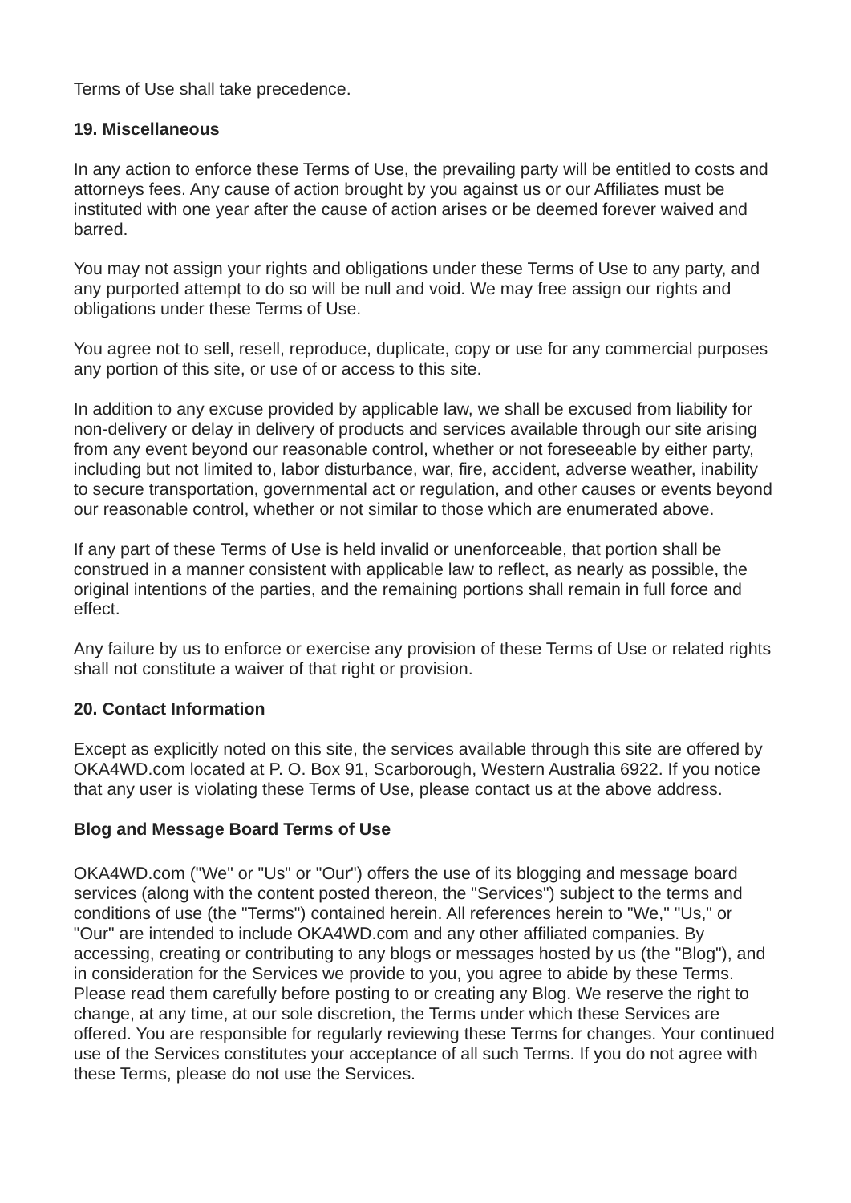Terms of Use shall take precedence.

**19. Miscellaneous**

In any action to enforce these Terms of Use, the prevailing party will be entitled to costs and attorneys fees. Any cause of action brought by you against us or our Affiliates must be instituted with one year after the cause of action arises or be deemed forever waived and barred.

You may not assign your rights and obligations under these Terms of Use to any party, and any purported attempt to do so will be null and void. We may free assign our rights and obligations under these Terms of Use.

You agree not to sell, resell, reproduce, duplicate, copy or use for any commercial purposes any portion of this site, or use of or access to this site.

In addition to any excuse provided by applicable law, we shall be excused from liability for non-delivery or delay in delivery of products and services available through our site arising from any event beyond our reasonable control, whether or not foreseeable by either party, including but not limited to, labor disturbance, war, fire, accident, adverse weather, inability to secure transportation, governmental act or regulation, and other causes or events beyond our reasonable control, whether or not similar to those which are enumerated above.

If any part of these Terms of Use is held invalid or unenforceable, that portion shall be construed in a manner consistent with applicable law to reflect, as nearly as possible, the original intentions of the parties, and the remaining portions shall remain in full force and effect.

Any failure by us to enforce or exercise any provision of these Terms of Use or related rights shall not constitute a waiver of that right or provision.

**20. Contact Information**

Except as explicitly noted on this site, the services available through this site are offered by OKA4WD.com located at P. O. Box 91, Scarborough, Western Australia 6922. If you notice that any user is violating these Terms of Use, please contact us at the above address.

**Blog and Message Board Terms of Use**

OKA4WD.com ("We" or "Us" or "Our") offers the use of its blogging and message board services (along with the content posted thereon, the "Services") subject to the terms and conditions of use (the "Terms") contained herein. All references herein to "We," "Us," or "Our" are intended to include OKA4WD.com and any other affiliated companies. By accessing, creating or contributing to any blogs or messages hosted by us (the "Blog"), and in consideration for the Services we provide to you, you agree to abide by these Terms. Please read them carefully before posting to or creating any Blog. We reserve the right to change, at any time, at our sole discretion, the Terms under which these Services are offered. You are responsible for regularly reviewing these Terms for changes. Your continued use of the Services constitutes your acceptance of all such Terms. If you do not agree with these Terms, please do not use the Services.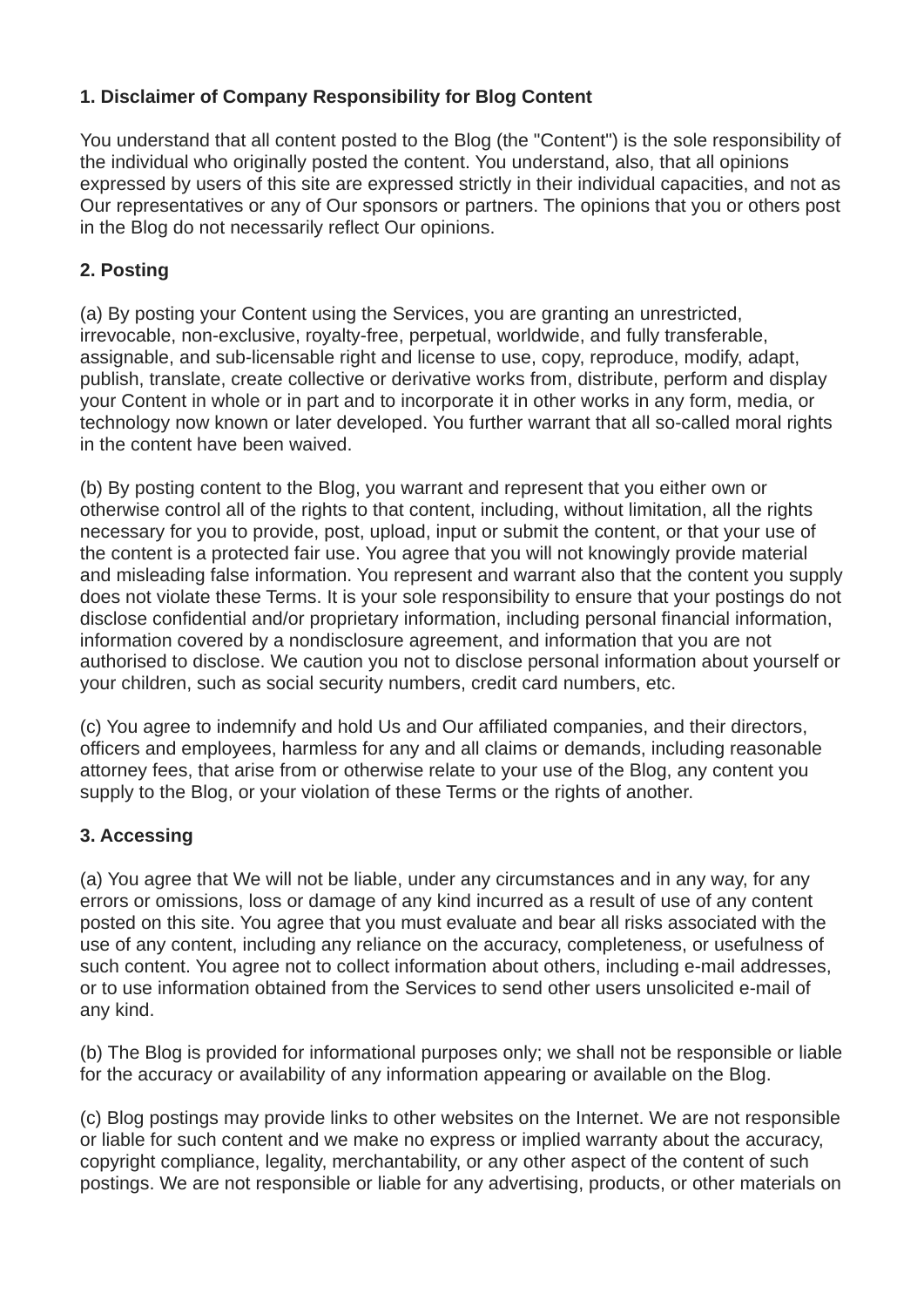**1. Disclaimer of Company Responsibility for Blog Content**

You understand that all content posted to the Blog (the "Content") is the sole responsibility of the individual who originally posted the content. You understand, also, that all opinions expressed by users of this site are expressed strictly in their individual capacities, and not as Our representatives or any of Our sponsors or partners. The opinions that you or others post in the Blog do not necessarily reflect Our opinions.

**2. Posting**

(a) By posting your Content using the Services, you are granting an unrestricted, irrevocable, non-exclusive, royalty-free, perpetual, worldwide, and fully transferable, assignable, and sub-licensable right and license to use, copy, reproduce, modify, adapt, publish, translate, create collective or derivative works from, distribute, perform and display your Content in whole or in part and to incorporate it in other works in any form, media, or technology now known or later developed. You further warrant that all so-called moral rights in the content have been waived.

(b) By posting content to the Blog, you warrant and represent that you either own or otherwise control all of the rights to that content, including, without limitation, all the rights necessary for you to provide, post, upload, input or submit the content, or that your use of the content is a protected fair use. You agree that you will not knowingly provide material and misleading false information. You represent and warrant also that the content you supply does not violate these Terms. It is your sole responsibility to ensure that your postings do not disclose confidential and/or proprietary information, including personal financial information, information covered by a nondisclosure agreement, and information that you are not authorised to disclose. We caution you not to disclose personal information about yourself or your children, such as social security numbers, credit card numbers, etc.

(c) You agree to indemnify and hold Us and Our affiliated companies, and their directors, officers and employees, harmless for any and all claims or demands, including reasonable attorney fees, that arise from or otherwise relate to your use of the Blog, any content you supply to the Blog, or your violation of these Terms or the rights of another.

**3. Accessing**

(a) You agree that We will not be liable, under any circumstances and in any way, for any errors or omissions, loss or damage of any kind incurred as a result of use of any content posted on this site. You agree that you must evaluate and bear all risks associated with the use of any content, including any reliance on the accuracy, completeness, or usefulness of such content. You agree not to collect information about others, including e-mail addresses, or to use information obtained from the Services to send other users unsolicited e-mail of any kind.

(b) The Blog is provided for informational purposes only; we shall not be responsible or liable for the accuracy or availability of any information appearing or available on the Blog.

(c) Blog postings may provide links to other websites on the Internet. We are not responsible or liable for such content and we make no express or implied warranty about the accuracy, copyright compliance, legality, merchantability, or any other aspect of the content of such postings. We are not responsible or liable for any advertising, products, or other materials on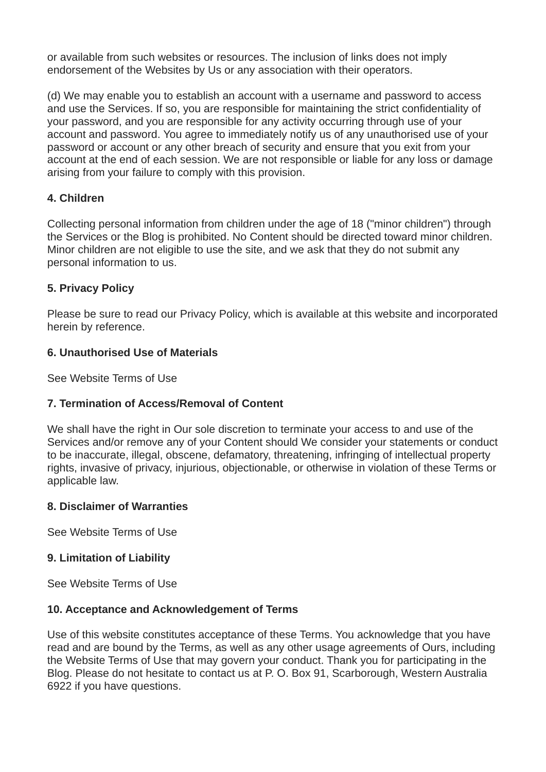or available from such websites or resources. The inclusion of links does not imply endorsement of the Websites by Us or any association with their operators.

(d) We may enable you to establish an account with a username and password to access and use the Services. If so, you are responsible for maintaining the strict confidentiality of your password, and you are responsible for any activity occurring through use of your account and password. You agree to immediately notify us of any unauthorised use of your password or account or any other breach of security and ensure that you exit from your account at the end of each session. We are not responsible or liable for any loss or damage arising from your failure to comply with this provision.

**4. Children**

Collecting personal information from children under the age of 18 ("minor children") through the Services or the Blog is prohibited. No Content should be directed toward minor children. Minor children are not eligible to use the site, and we ask that they do not submit any personal information to us.

**5. Privacy Policy**

Please be sure to read our Privacy Policy, which is available at this website and incorporated herein by reference.

**6. Unauthorised Use of Materials**

See Website Terms of Use

**7. Termination of Access/Removal of Content**

We shall have the right in Our sole discretion to terminate your access to and use of the Services and/or remove any of your Content should We consider your statements or conduct to be inaccurate, illegal, obscene, defamatory, threatening, infringing of intellectual property rights, invasive of privacy, injurious, objectionable, or otherwise in violation of these Terms or applicable law.

**8. Disclaimer of Warranties**

See Website Terms of Use

**9. Limitation of Liability**

See Website Terms of Use

**10. Acceptance and Acknowledgement of Terms**

Use of this website constitutes acceptance of these Terms. You acknowledge that you have read and are bound by the Terms, as well as any other usage agreements of Ours, including the Website Terms of Use that may govern your conduct. Thank you for participating in the Blog. Please do not hesitate to contact us at P. O. Box 91, Scarborough, Western Australia 6922 if you have questions.